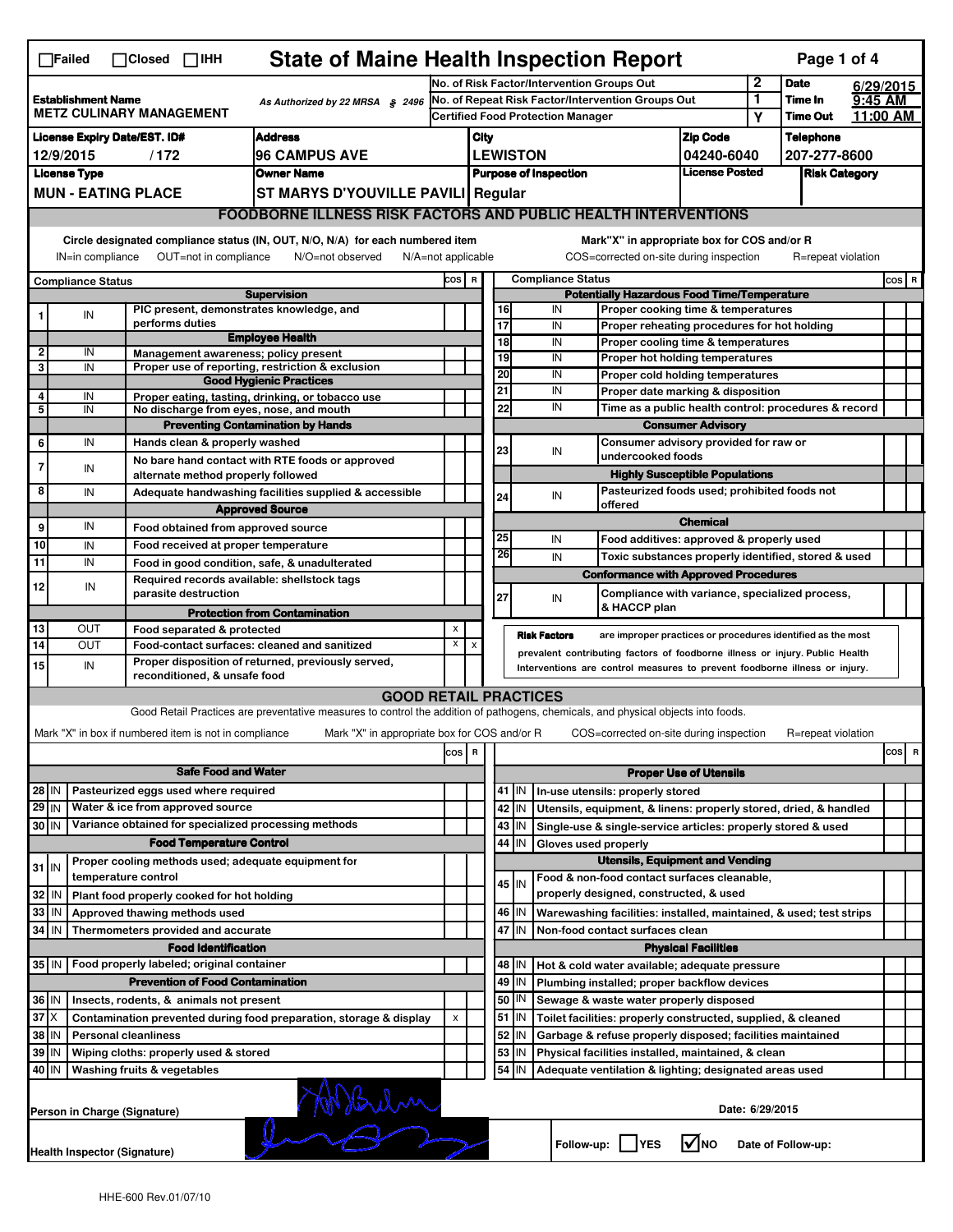☐Failed ☐Closed ☐IHH

# State of Maine Health Inspection Report

| | | | |
|---|---|---|---|
| **Establishment Name** METZ CULINARY MANAGEMENT | As Authorized by 22 MRSA § 2496 | No. of Risk Factor/Intervention Groups Out: 2 | **Date** 6/29/2015 |
| | | No. of Repeat Risk Factor/Intervention Groups Out: 1 | **Time In** 9:45 AM |
| | | Certified Food Protection Manager: Y | **Time Out** 11:00 AM |

| License Expiry Date/EST. ID# | Address | City | Zip Code | Telephone |
|---|---|---|---|---|
| 12/9/2015 / 172 | 96 CAMPUS AVE | LEWISTON | 04240-6040 | 207-277-8600 |

| License Type | Owner Name | Purpose of Inspection | License Posted | Risk Category |
|---|---|---|---|---|
| MUN - EATING PLACE | ST MARYS D'YOUVILLE PAVILI | Regular | | |

## FOODBORNE ILLNESS RISK FACTORS AND PUBLIC HEALTH INTERVENTIONS

Circle designated compliance status (IN, OUT, N/O, N/A) for each numbered item. IN=in compliance OUT=not in compliance N/O=not observed N/A=not applicable

Mark "X" in appropriate box for COS and/or R. COS=corrected on-site during inspection R=repeat violation

| # | Compliance Status | Item | COS | R |
|---|---|---|---|---|
| | | **Supervision** | | |
| 1 | IN | PIC present, demonstrates knowledge, and performs duties | | |
| | | **Employee Health** | | |
| 2 | IN | Management awareness; policy present | | |
| 3 | IN | Proper use of reporting, restriction & exclusion | | |
| | | **Good Hygienic Practices** | | |
| 4 | IN | Proper eating, tasting, drinking, or tobacco use | | |
| 5 | IN | No discharge from eyes, nose, and mouth | | |
| | | **Preventing Contamination by Hands** | | |
| 6 | IN | Hands clean & properly washed | | |
| 7 | IN | No bare hand contact with RTE foods or approved alternate method properly followed | | |
| 8 | IN | Adequate handwashing facilities supplied & accessible | | |
| | | **Approved Source** | | |
| 9 | IN | Food obtained from approved source | | |
| 10 | IN | Food received at proper temperature | | |
| 11 | IN | Food in good condition, safe, & unadulterated | | |
| 12 | IN | Required records available: shellstock tags parasite destruction | | |
| | | **Protection from Contamination** | | |
| 13 | OUT | Food separated & protected | X | |
| 14 | OUT | Food-contact surfaces: cleaned and sanitized | X | X |
| 15 | IN | Proper disposition of returned, previously served, reconditioned, & unsafe food | | |
| | | **Potentially Hazardous Food Time/Temperature** | | |
| 16 | IN | Proper cooking time & temperatures | | |
| 17 | IN | Proper reheating procedures for hot holding | | |
| 18 | IN | Proper cooling time & temperatures | | |
| 19 | IN | Proper hot holding temperatures | | |
| 20 | IN | Proper cold holding temperatures | | |
| 21 | IN | Proper date marking & disposition | | |
| 22 | IN | Time as a public health control: procedures & record | | |
| | | **Consumer Advisory** | | |
| 23 | IN | Consumer advisory provided for raw or undercooked foods | | |
| | | **Highly Susceptible Populations** | | |
| 24 | IN | Pasteurized foods used; prohibited foods not offered | | |
| | | **Chemical** | | |
| 25 | IN | Food additives: approved & properly used | | |
| 26 | IN | Toxic substances properly identified, stored & used | | |
| | | **Conformance with Approved Procedures** | | |
| 27 | IN | Compliance with variance, specialized process, & HACCP plan | | |

**Risk Factors** are improper practices or procedures identified as the most prevalent contributing factors of foodborne illness or injury. Public Health Interventions are control measures to prevent foodborne illness or injury.

## GOOD RETAIL PRACTICES

Good Retail Practices are preventative measures to control the addition of pathogens, chemicals, and physical objects into foods.

Mark "X" in box if numbered item is not in compliance. Mark "X" in appropriate box for COS and/or R. COS=corrected on-site during inspection R=repeat violation

| # | Status | Item | COS | R |
|---|---|---|---|---|
| | | **Safe Food and Water** | | |
| 28 | IN | Pasteurized eggs used where required | | |
| 29 | IN | Water & ice from approved source | | |
| 30 | IN | Variance obtained for specialized processing methods | | |
| | | **Food Temperature Control** | | |
| 31 | IN | Proper cooling methods used; adequate equipment for temperature control | | |
| 32 | IN | Plant food properly cooked for hot holding | | |
| 33 | IN | Approved thawing methods used | | |
| 34 | IN | Thermometers provided and accurate | | |
| | | **Food Identification** | | |
| 35 | IN | Food properly labeled; original container | | |
| | | **Prevention of Food Contamination** | | |
| 36 | IN | Insects, rodents, & animals not present | | |
| 37 | X | Contamination prevented during food preparation, storage & display | X | |
| 38 | IN | Personal cleanliness | | |
| 39 | IN | Wiping cloths: properly used & stored | | |
| 40 | IN | Washing fruits & vegetables | | |
| | | **Proper Use of Utensils** | | |
| 41 | IN | In-use utensils: properly stored | | |
| 42 | IN | Utensils, equipment, & linens: properly stored, dried, & handled | | |
| 43 | IN | Single-use & single-service articles: properly stored & used | | |
| 44 | IN | Gloves used properly | | |
| | | **Utensils, Equipment and Vending** | | |
| 45 | IN | Food & non-food contact surfaces cleanable, properly designed, constructed, & used | | |
| 46 | IN | Warewashing facilities: installed, maintained, & used; test strips | | |
| 47 | IN | Non-food contact surfaces clean | | |
| | | **Physical Facilities** | | |
| 48 | IN | Hot & cold water available; adequate pressure | | |
| 49 | IN | Plumbing installed; proper backflow devices | | |
| 50 | IN | Sewage & waste water properly disposed | | |
| 51 | IN | Toilet facilities: properly constructed, supplied, & cleaned | | |
| 52 | IN | Garbage & refuse properly disposed; facilities maintained | | |
| 53 | IN | Physical facilities installed, maintained, & clean | | |
| 54 | IN | Adequate ventilation & lighting; designated areas used | | |

Person in Charge (Signature) [signature]  Date: 6/29/2015

Health Inspector (Signature) [signature]  Follow-up: ☐ YES ☑ NO  Date of Follow-up:

HHE-600 Rev.01/07/10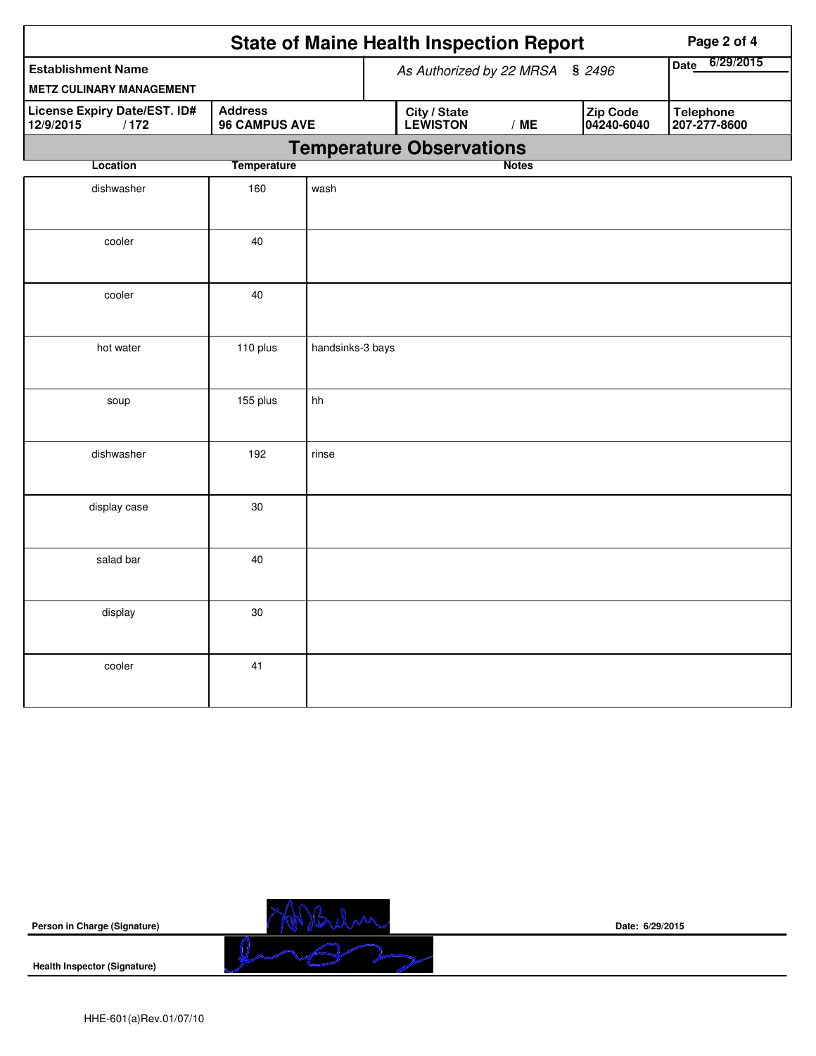# State of Maine Health Inspection Report

| Establishment Name | As Authorized by 22 MRSA § 2496 | | | Date 6/29/2015 |
|---|---|---|---|---|
| METZ CULINARY MANAGEMENT | | | | |
| License Expiry Date/EST. ID# | Address | City / State | Zip Code | Telephone |
| 12/9/2015 / 172 | 96 CAMPUS AVE | LEWISTON / ME | 04240-6040 | 207-277-8600 |

## Temperature Observations

| Location | Temperature | Notes |
|---|---|---|
| dishwasher | 160 | wash |
| cooler | 40 | |
| cooler | 40 | |
| hot water | 110 plus | handsinks-3 bays |
| soup | 155 plus | hh |
| dishwasher | 192 | rinse |
| display case | 30 | |
| salad bar | 40 | |
| display | 30 | |
| cooler | 41 | |

**Person in Charge (Signature)** Date: 6/29/2015

**Health Inspector (Signature)**

HHE-601(a)Rev.01/07/10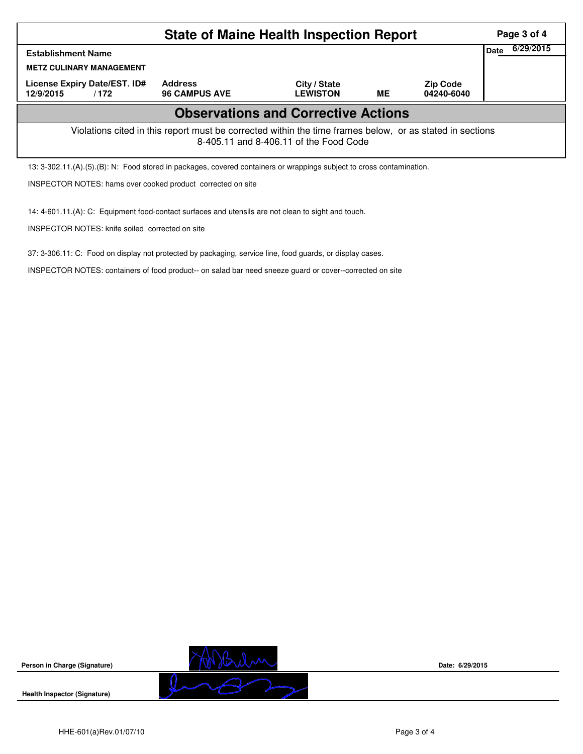# State of Maine Health Inspection Report

| Establishment Name | | | | | Date 6/29/2015 |
|---|---|---|---|---|---|
| METZ CULINARY MANAGEMENT | | | | | |
| License Expiry Date/EST. ID# | Address | City / State | | Zip Code | |
| 12/9/2015 / 172 | 96 CAMPUS AVE | LEWISTON | ME | 04240-6040 | |

## Observations and Corrective Actions

Violations cited in this report must be corrected within the time frames below, or as stated in sections 8-405.11 and 8-406.11 of the Food Code

13: 3-302.11.(A).(5).(B): N: Food stored in packages, covered containers or wrappings subject to cross contamination.

INSPECTOR NOTES: hams over cooked product corrected on site

14: 4-601.11.(A): C: Equipment food-contact surfaces and utensils are not clean to sight and touch.

INSPECTOR NOTES: knife soiled corrected on site

37: 3-306.11: C: Food on display not protected by packaging, service line, food guards, or display cases.

INSPECTOR NOTES: containers of food product-- on salad bar need sneeze guard or cover--corrected on site

Person in Charge (Signature) Date: 6/29/2015

Health Inspector (Signature)

HHE-601(a)Rev.01/07/10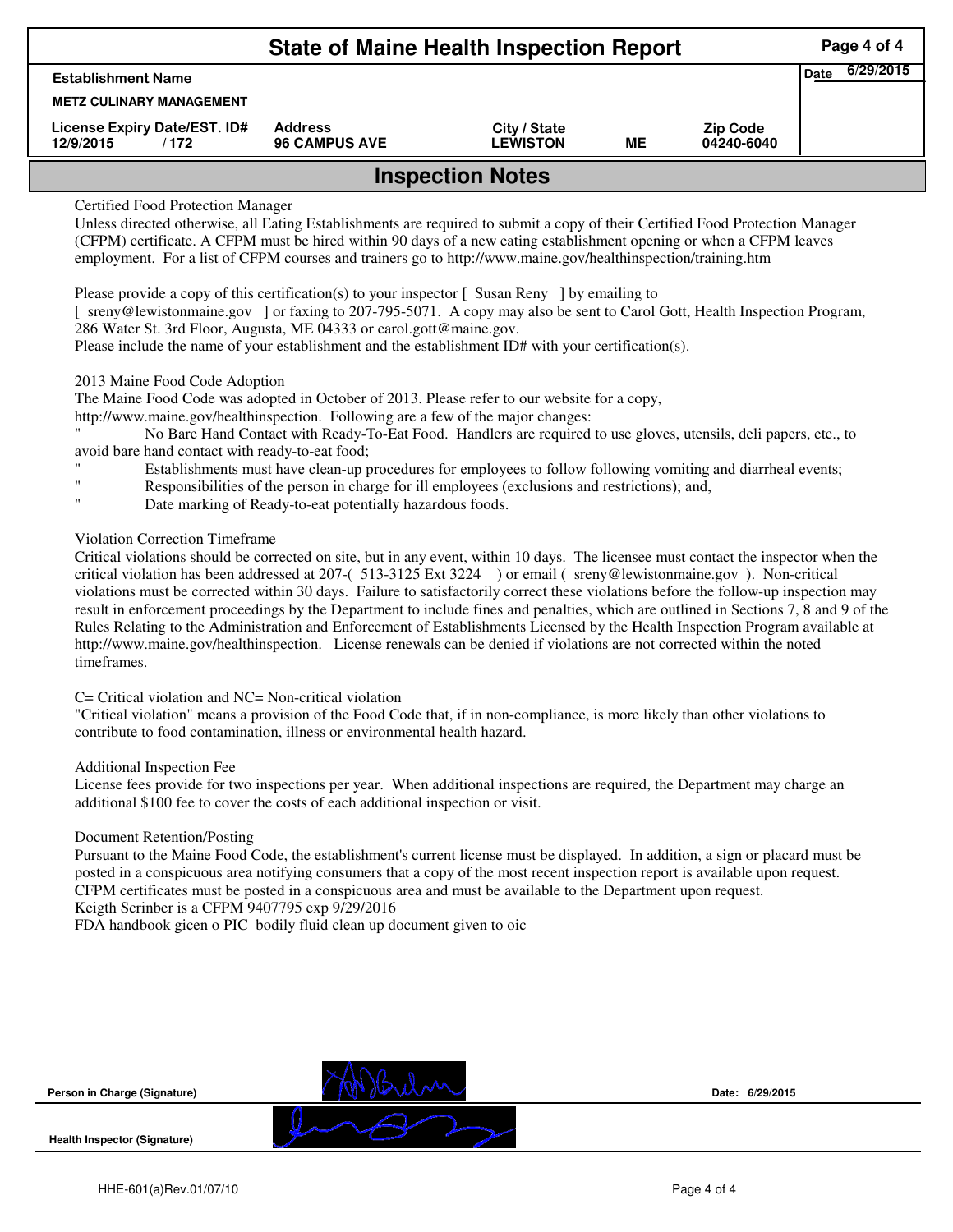# State of Maine Health Inspection Report

| Establishment Name | | | | | Date 6/29/2015 |
|---|---|---|---|---|---|
| METZ CULINARY MANAGEMENT | | | | | |
| License Expiry Date/EST. ID# | Address | City / State | | Zip Code | |
| 12/9/2015 / 172 | 96 CAMPUS AVE | LEWISTON | ME | 04240-6040 | |

## Inspection Notes

Certified Food Protection Manager
Unless directed otherwise, all Eating Establishments are required to submit a copy of their Certified Food Protection Manager (CFPM) certificate. A CFPM must be hired within 90 days of a new eating establishment opening or when a CFPM leaves employment. For a list of CFPM courses and trainers go to http://www.maine.gov/healthinspection/training.htm

Please provide a copy of this certification(s) to your inspector [ Susan Reny ] by emailing to [ sreny@lewistonmaine.gov ] or faxing to 207-795-5071. A copy may also be sent to Carol Gott, Health Inspection Program, 286 Water St. 3rd Floor, Augusta, ME 04333 or carol.gott@maine.gov.
Please include the name of your establishment and the establishment ID# with your certification(s).

2013 Maine Food Code Adoption
The Maine Food Code was adopted in October of 2013. Please refer to our website for a copy, http://www.maine.gov/healthinspection. Following are a few of the major changes:
" No Bare Hand Contact with Ready-To-Eat Food. Handlers are required to use gloves, utensils, deli papers, etc., to avoid bare hand contact with ready-to-eat food;
" Establishments must have clean-up procedures for employees to follow following vomiting and diarrheal events;
" Responsibilities of the person in charge for ill employees (exclusions and restrictions); and,
" Date marking of Ready-to-eat potentially hazardous foods.

Violation Correction Timeframe
Critical violations should be corrected on site, but in any event, within 10 days. The licensee must contact the inspector when the critical violation has been addressed at 207-( 513-3125 Ext 3224 ) or email ( sreny@lewistonmaine.gov ). Non-critical violations must be corrected within 30 days. Failure to satisfactorily correct these violations before the follow-up inspection may result in enforcement proceedings by the Department to include fines and penalties, which are outlined in Sections 7, 8 and 9 of the Rules Relating to the Administration and Enforcement of Establishments Licensed by the Health Inspection Program available at http://www.maine.gov/healthinspection. License renewals can be denied if violations are not corrected within the noted timeframes.

C= Critical violation and NC= Non-critical violation
"Critical violation" means a provision of the Food Code that, if in non-compliance, is more likely than other violations to contribute to food contamination, illness or environmental health hazard.

Additional Inspection Fee
License fees provide for two inspections per year. When additional inspections are required, the Department may charge an additional $100 fee to cover the costs of each additional inspection or visit.

Document Retention/Posting
Pursuant to the Maine Food Code, the establishment's current license must be displayed. In addition, a sign or placard must be posted in a conspicuous area notifying consumers that a copy of the most recent inspection report is available upon request. CFPM certificates must be posted in a conspicuous area and must be available to the Department upon request.
Keigth Scribner is a CFPM 9407795 exp 9/29/2016
FDA handbook gicen o PIC bodily fluid clean up document given to oic

Person in Charge (Signature) Date: 6/29/2015

Health Inspector (Signature)

HHE-601(a)Rev.01/07/10